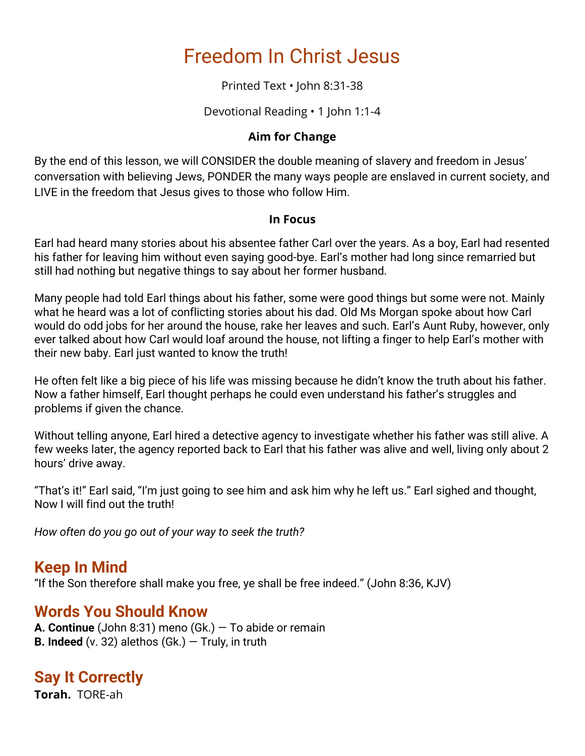# Freedom In Christ Jesus

Printed Text • John 8:31-38

Devotional Reading • 1 John 1:1-4

**Aim for Change**

By the end of this lesson, we will CONSIDER the double meaning of slavery and freedom in Jesus' conversation with believing Jews, PONDER the many ways people are enslaved in current society, and LIVE in the freedom that Jesus gives to those who follow Him.

**In Focus**

Earl had heard many stories about his absentee father Carl over the years. As a boy, Earl had resented his father for leaving him without even saying good-bye. Earl's mother had long since remarried but still had nothing but negative things to say about her former husband.

Many people had told Earl things about his father, some were good things but some were not. Mainly what he heard was a lot of conflicting stories about his dad. Old Ms Morgan spoke about how Carl would do odd jobs for her around the house, rake her leaves and such. Earl's Aunt Ruby, however, only ever talked about how Carl would loaf around the house, not lifting a finger to help Earl's mother with their new baby. Earl just wanted to know the truth!

He often felt like a big piece of his life was missing because he didn't know the truth about his father. Now a father himself, Earl thought perhaps he could even understand his father's struggles and problems if given the chance.

Without telling anyone, Earl hired a detective agency to investigate whether his father was still alive. A few weeks later, the agency reported back to Earl that his father was alive and well, living only about 2 hours' drive away.

"That's it!" Earl said, "I'm just going to see him and ask him why he left us." Earl sighed and thought, Now I will find out the truth!

*How often do you go out of your way to seek the truth?*

## Keep In Mind

"If the Son therefore shall make you free, ye shall be free indeed." (John 8:36, KJV)

## Words You Should Know

**A. Continue** (John 8:31) meno (Gk.) — To abide or remain
**B. Indeed** (v. 32) alethos (Gk.) — Truly, in truth

## Say It Correctly

**Torah.** TORE-ah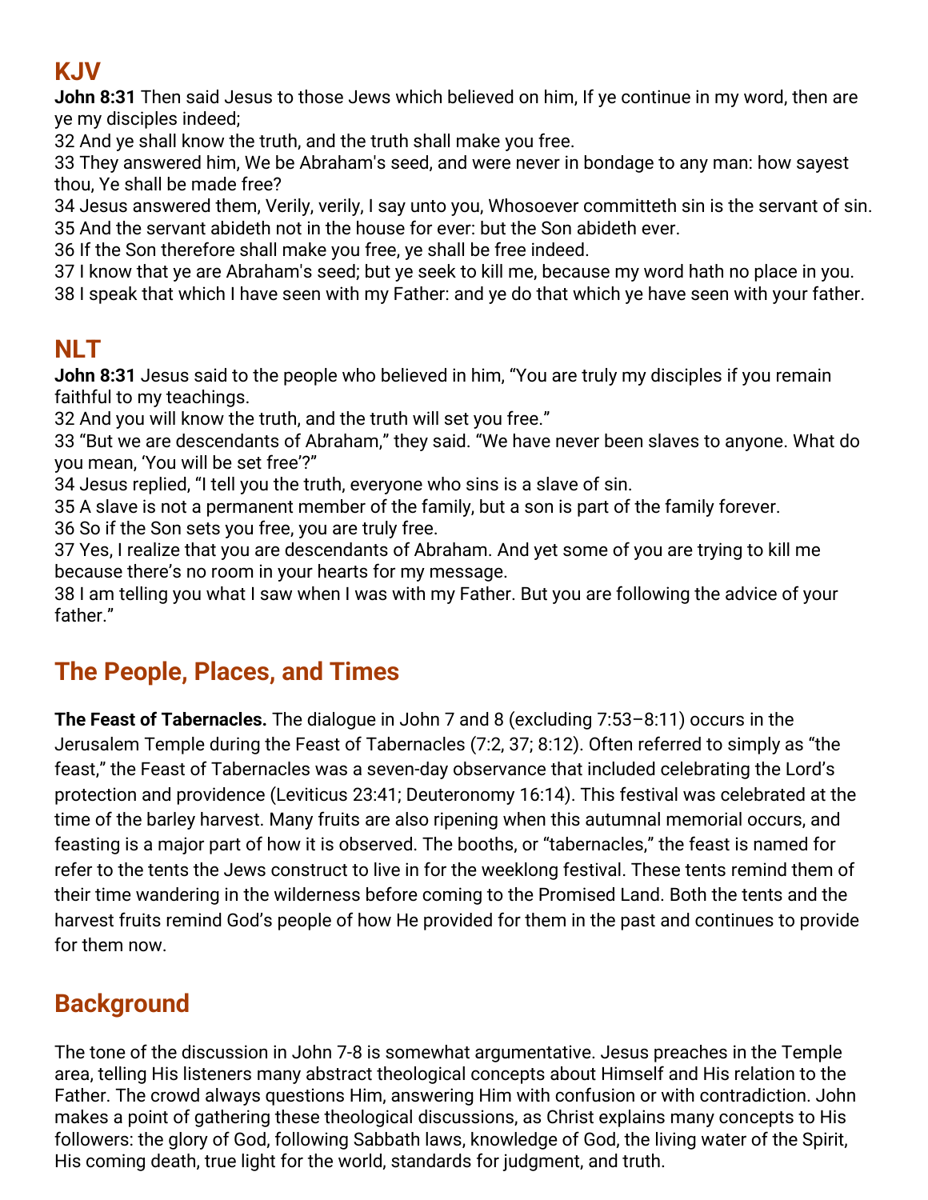## KJV

**John 8:31** Then said Jesus to those Jews which believed on him, If ye continue in my word, then are ye my disciples indeed;

32 And ye shall know the truth, and the truth shall make you free.

33 They answered him, We be Abraham's seed, and were never in bondage to any man: how sayest thou, Ye shall be made free?

34 Jesus answered them, Verily, verily, I say unto you, Whosoever committeth sin is the servant of sin.

35 And the servant abideth not in the house for ever: but the Son abideth ever.

36 If the Son therefore shall make you free, ye shall be free indeed.

37 I know that ye are Abraham's seed; but ye seek to kill me, because my word hath no place in you.

38 I speak that which I have seen with my Father: and ye do that which ye have seen with your father.

## NLT

**John 8:31** Jesus said to the people who believed in him, "You are truly my disciples if you remain faithful to my teachings.

32 And you will know the truth, and the truth will set you free."

33 "But we are descendants of Abraham," they said. "We have never been slaves to anyone. What do you mean, 'You will be set free'?"

34 Jesus replied, "I tell you the truth, everyone who sins is a slave of sin.

35 A slave is not a permanent member of the family, but a son is part of the family forever.

36 So if the Son sets you free, you are truly free.

37 Yes, I realize that you are descendants of Abraham. And yet some of you are trying to kill me because there's no room in your hearts for my message.

38 I am telling you what I saw when I was with my Father. But you are following the advice of your father."

## The People, Places, and Times

**The Feast of Tabernacles.** The dialogue in John 7 and 8 (excluding 7:53–8:11) occurs in the Jerusalem Temple during the Feast of Tabernacles (7:2, 37; 8:12). Often referred to simply as "the feast," the Feast of Tabernacles was a seven-day observance that included celebrating the Lord's protection and providence (Leviticus 23:41; Deuteronomy 16:14). This festival was celebrated at the time of the barley harvest. Many fruits are also ripening when this autumnal memorial occurs, and feasting is a major part of how it is observed. The booths, or "tabernacles," the feast is named for refer to the tents the Jews construct to live in for the weeklong festival. These tents remind them of their time wandering in the wilderness before coming to the Promised Land. Both the tents and the harvest fruits remind God's people of how He provided for them in the past and continues to provide for them now.

## Background

The tone of the discussion in John 7-8 is somewhat argumentative. Jesus preaches in the Temple area, telling His listeners many abstract theological concepts about Himself and His relation to the Father. The crowd always questions Him, answering Him with confusion or with contradiction. John makes a point of gathering these theological discussions, as Christ explains many concepts to His followers: the glory of God, following Sabbath laws, knowledge of God, the living water of the Spirit, His coming death, true light for the world, standards for judgment, and truth.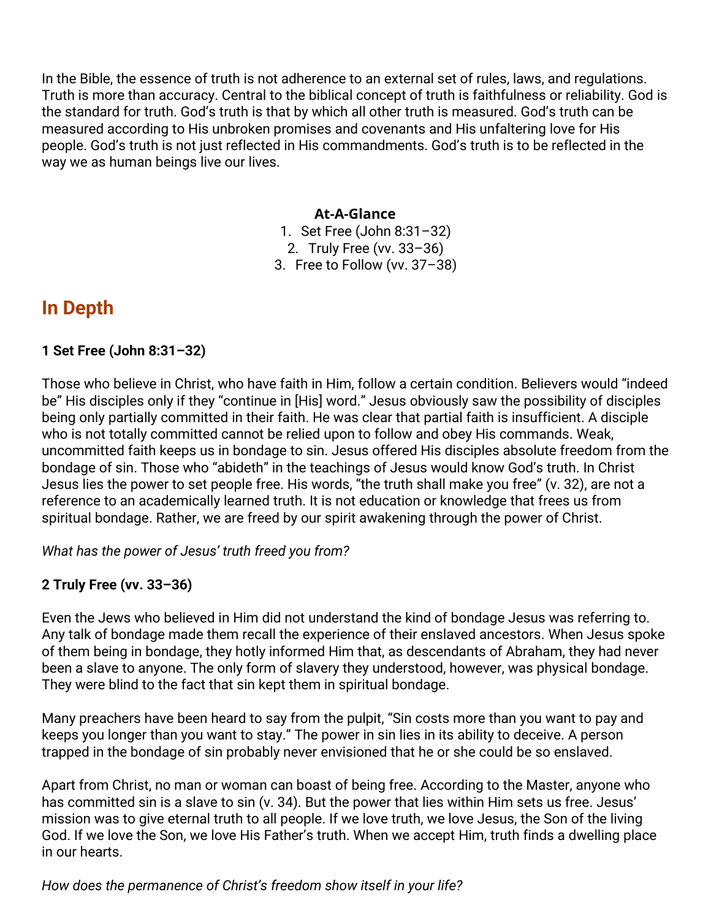In the Bible, the essence of truth is not adherence to an external set of rules, laws, and regulations. Truth is more than accuracy. Central to the biblical concept of truth is faithfulness or reliability. God is the standard for truth. God's truth is that by which all other truth is measured. God's truth can be measured according to His unbroken promises and covenants and His unfaltering love for His people. God's truth is not just reflected in His commandments. God's truth is to be reflected in the way we as human beings live our lives.

**At-A-Glance**

1. Set Free (John 8:31–32)
2. Truly Free (vv. 33–36)
3. Free to Follow (vv. 37–38)

## In Depth

### 1 Set Free (John 8:31–32)

Those who believe in Christ, who have faith in Him, follow a certain condition. Believers would "indeed be" His disciples only if they "continue in [His] word." Jesus obviously saw the possibility of disciples being only partially committed in their faith. He was clear that partial faith is insufficient. A disciple who is not totally committed cannot be relied upon to follow and obey His commands. Weak, uncommitted faith keeps us in bondage to sin. Jesus offered His disciples absolute freedom from the bondage of sin. Those who "abideth" in the teachings of Jesus would know God's truth. In Christ Jesus lies the power to set people free. His words, "the truth shall make you free" (v. 32), are not a reference to an academically learned truth. It is not education or knowledge that frees us from spiritual bondage. Rather, we are freed by our spirit awakening through the power of Christ.

*What has the power of Jesus' truth freed you from?*

### 2 Truly Free (vv. 33–36)

Even the Jews who believed in Him did not understand the kind of bondage Jesus was referring to. Any talk of bondage made them recall the experience of their enslaved ancestors. When Jesus spoke of them being in bondage, they hotly informed Him that, as descendants of Abraham, they had never been a slave to anyone. The only form of slavery they understood, however, was physical bondage. They were blind to the fact that sin kept them in spiritual bondage.

Many preachers have been heard to say from the pulpit, "Sin costs more than you want to pay and keeps you longer than you want to stay." The power in sin lies in its ability to deceive. A person trapped in the bondage of sin probably never envisioned that he or she could be so enslaved.

Apart from Christ, no man or woman can boast of being free. According to the Master, anyone who has committed sin is a slave to sin (v. 34). But the power that lies within Him sets us free. Jesus' mission was to give eternal truth to all people. If we love truth, we love Jesus, the Son of the living God. If we love the Son, we love His Father's truth. When we accept Him, truth finds a dwelling place in our hearts.

*How does the permanence of Christ's freedom show itself in your life?*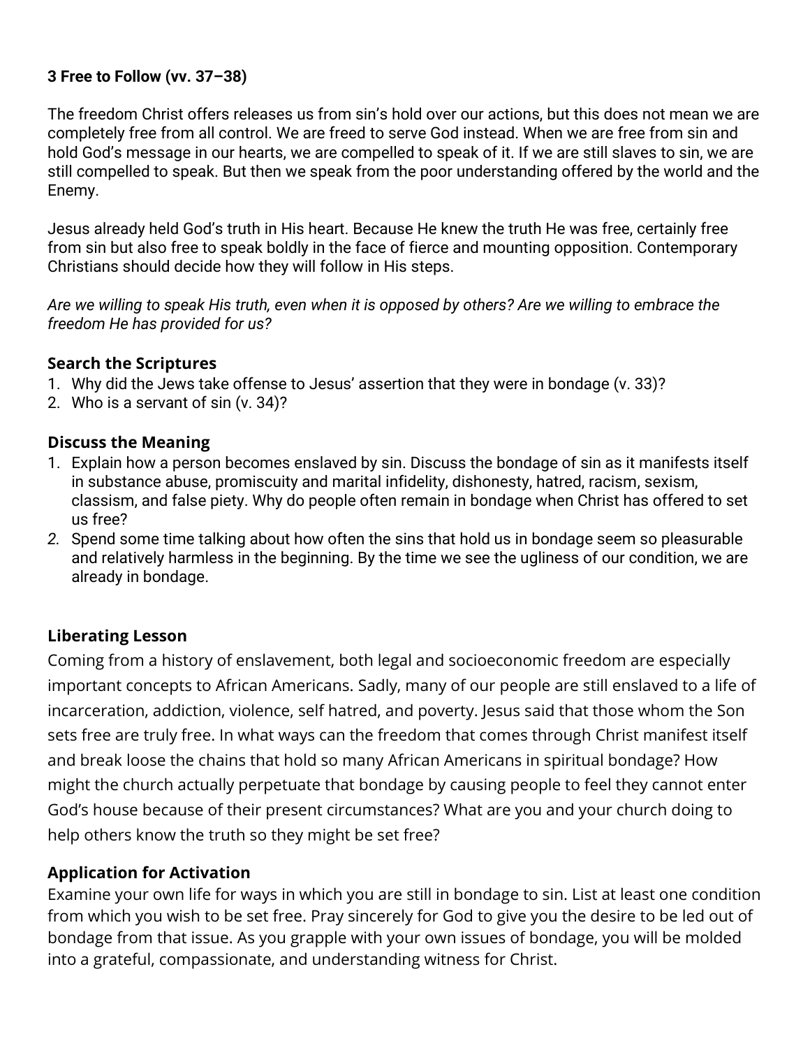**3 Free to Follow (vv. 37–38)**

The freedom Christ offers releases us from sin's hold over our actions, but this does not mean we are completely free from all control. We are freed to serve God instead. When we are free from sin and hold God's message in our hearts, we are compelled to speak of it. If we are still slaves to sin, we are still compelled to speak. But then we speak from the poor understanding offered by the world and the Enemy.

Jesus already held God's truth in His heart. Because He knew the truth He was free, certainly free from sin but also free to speak boldly in the face of fierce and mounting opposition. Contemporary Christians should decide how they will follow in His steps.

*Are we willing to speak His truth, even when it is opposed by others? Are we willing to embrace the freedom He has provided for us?*

### Search the Scriptures

1. Why did the Jews take offense to Jesus' assertion that they were in bondage (v. 33)?
2. Who is a servant of sin (v. 34)?

### Discuss the Meaning

1. Explain how a person becomes enslaved by sin. Discuss the bondage of sin as it manifests itself in substance abuse, promiscuity and marital infidelity, dishonesty, hatred, racism, sexism, classism, and false piety. Why do people often remain in bondage when Christ has offered to set us free?
2. Spend some time talking about how often the sins that hold us in bondage seem so pleasurable and relatively harmless in the beginning. By the time we see the ugliness of our condition, we are already in bondage.

### Liberating Lesson

Coming from a history of enslavement, both legal and socioeconomic freedom are especially important concepts to African Americans. Sadly, many of our people are still enslaved to a life of incarceration, addiction, violence, self hatred, and poverty. Jesus said that those whom the Son sets free are truly free. In what ways can the freedom that comes through Christ manifest itself and break loose the chains that hold so many African Americans in spiritual bondage? How might the church actually perpetuate that bondage by causing people to feel they cannot enter God's house because of their present circumstances? What are you and your church doing to help others know the truth so they might be set free?

### Application for Activation

Examine your own life for ways in which you are still in bondage to sin. List at least one condition from which you wish to be set free. Pray sincerely for God to give you the desire to be led out of bondage from that issue. As you grapple with your own issues of bondage, you will be molded into a grateful, compassionate, and understanding witness for Christ.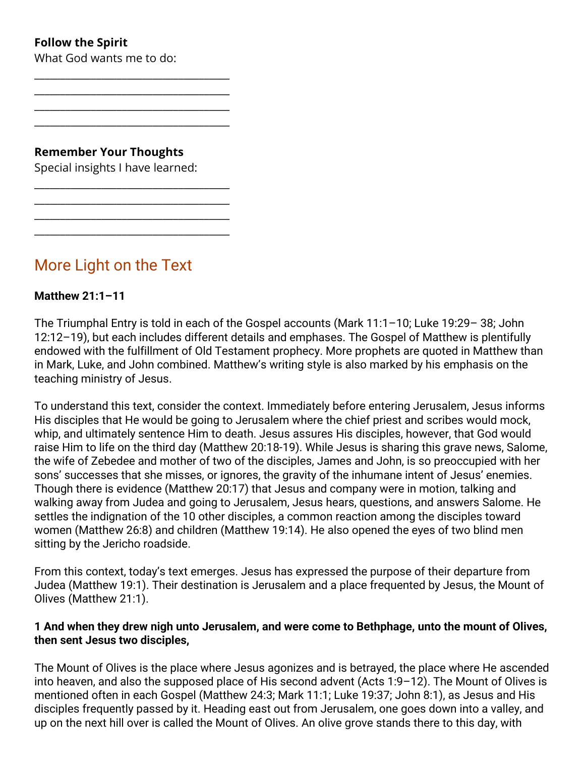**Follow the Spirit**

What God wants me to do:

___________________________________
___________________________________
___________________________________
___________________________________

**Remember Your Thoughts**

Special insights I have learned:

___________________________________
___________________________________
___________________________________
___________________________________

## More Light on the Text

**Matthew 21:1–11**

The Triumphal Entry is told in each of the Gospel accounts (Mark 11:1–10; Luke 19:29– 38; John 12:12–19), but each includes different details and emphases. The Gospel of Matthew is plentifully endowed with the fulfillment of Old Testament prophecy. More prophets are quoted in Matthew than in Mark, Luke, and John combined. Matthew's writing style is also marked by his emphasis on the teaching ministry of Jesus.

To understand this text, consider the context. Immediately before entering Jerusalem, Jesus informs His disciples that He would be going to Jerusalem where the chief priest and scribes would mock, whip, and ultimately sentence Him to death. Jesus assures His disciples, however, that God would raise Him to life on the third day (Matthew 20:18-19). While Jesus is sharing this grave news, Salome, the wife of Zebedee and mother of two of the disciples, James and John, is so preoccupied with her sons' successes that she misses, or ignores, the gravity of the inhumane intent of Jesus' enemies. Though there is evidence (Matthew 20:17) that Jesus and company were in motion, talking and walking away from Judea and going to Jerusalem, Jesus hears, questions, and answers Salome. He settles the indignation of the 10 other disciples, a common reaction among the disciples toward women (Matthew 26:8) and children (Matthew 19:14). He also opened the eyes of two blind men sitting by the Jericho roadside.

From this context, today's text emerges. Jesus has expressed the purpose of their departure from Judea (Matthew 19:1). Their destination is Jerusalem and a place frequented by Jesus, the Mount of Olives (Matthew 21:1).

**1 And when they drew nigh unto Jerusalem, and were come to Bethphage, unto the mount of Olives, then sent Jesus two disciples,**

The Mount of Olives is the place where Jesus agonizes and is betrayed, the place where He ascended into heaven, and also the supposed place of His second advent (Acts 1:9–12). The Mount of Olives is mentioned often in each Gospel (Matthew 24:3; Mark 11:1; Luke 19:37; John 8:1), as Jesus and His disciples frequently passed by it. Heading east out from Jerusalem, one goes down into a valley, and up on the next hill over is called the Mount of Olives. An olive grove stands there to this day, with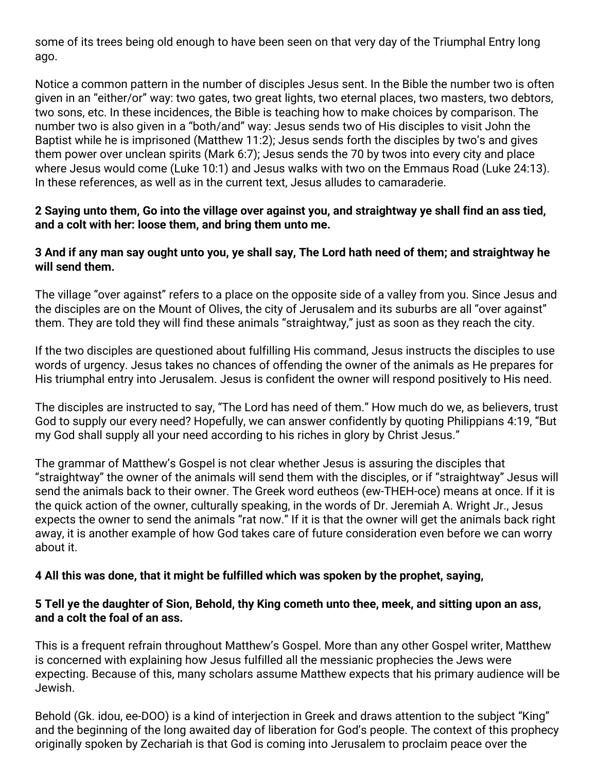some of its trees being old enough to have been seen on that very day of the Triumphal Entry long ago.

Notice a common pattern in the number of disciples Jesus sent. In the Bible the number two is often given in an "either/or" way: two gates, two great lights, two eternal places, two masters, two debtors, two sons, etc. In these incidences, the Bible is teaching how to make choices by comparison. The number two is also given in a "both/and" way: Jesus sends two of His disciples to visit John the Baptist while he is imprisoned (Matthew 11:2); Jesus sends forth the disciples by two's and gives them power over unclean spirits (Mark 6:7); Jesus sends the 70 by twos into every city and place where Jesus would come (Luke 10:1) and Jesus walks with two on the Emmaus Road (Luke 24:13). In these references, as well as in the current text, Jesus alludes to camaraderie.

**2 Saying unto them, Go into the village over against you, and straightway ye shall find an ass tied, and a colt with her: loose them, and bring them unto me.**

**3 And if any man say ought unto you, ye shall say, The Lord hath need of them; and straightway he will send them.**

The village "over against" refers to a place on the opposite side of a valley from you. Since Jesus and the disciples are on the Mount of Olives, the city of Jerusalem and its suburbs are all "over against" them. They are told they will find these animals "straightway," just as soon as they reach the city.

If the two disciples are questioned about fulfilling His command, Jesus instructs the disciples to use words of urgency. Jesus takes no chances of offending the owner of the animals as He prepares for His triumphal entry into Jerusalem. Jesus is confident the owner will respond positively to His need.

The disciples are instructed to say, "The Lord has need of them." How much do we, as believers, trust God to supply our every need? Hopefully, we can answer confidently by quoting Philippians 4:19, "But my God shall supply all your need according to his riches in glory by Christ Jesus."

The grammar of Matthew's Gospel is not clear whether Jesus is assuring the disciples that "straightway" the owner of the animals will send them with the disciples, or if "straightway" Jesus will send the animals back to their owner. The Greek word eutheos (ew-THEH-oce) means at once. If it is the quick action of the owner, culturally speaking, in the words of Dr. Jeremiah A. Wright Jr., Jesus expects the owner to send the animals "rat now." If it is that the owner will get the animals back right away, it is another example of how God takes care of future consideration even before we can worry about it.

**4 All this was done, that it might be fulfilled which was spoken by the prophet, saying,**

**5 Tell ye the daughter of Sion, Behold, thy King cometh unto thee, meek, and sitting upon an ass, and a colt the foal of an ass.**

This is a frequent refrain throughout Matthew's Gospel. More than any other Gospel writer, Matthew is concerned with explaining how Jesus fulfilled all the messianic prophecies the Jews were expecting. Because of this, many scholars assume Matthew expects that his primary audience will be Jewish.

Behold (Gk. idou, ee-DOO) is a kind of interjection in Greek and draws attention to the subject "King" and the beginning of the long awaited day of liberation for God's people. The context of this prophecy originally spoken by Zechariah is that God is coming into Jerusalem to proclaim peace over the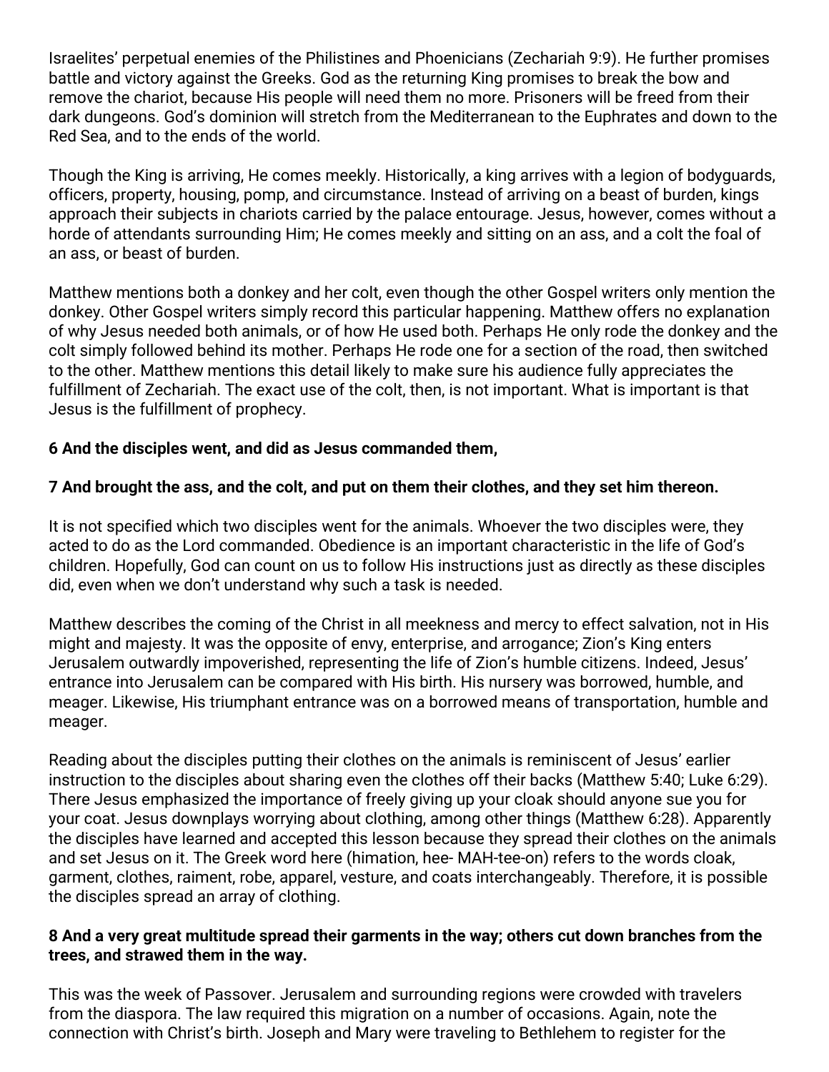Israelites' perpetual enemies of the Philistines and Phoenicians (Zechariah 9:9). He further promises battle and victory against the Greeks. God as the returning King promises to break the bow and remove the chariot, because His people will need them no more. Prisoners will be freed from their dark dungeons. God's dominion will stretch from the Mediterranean to the Euphrates and down to the Red Sea, and to the ends of the world.

Though the King is arriving, He comes meekly. Historically, a king arrives with a legion of bodyguards, officers, property, housing, pomp, and circumstance. Instead of arriving on a beast of burden, kings approach their subjects in chariots carried by the palace entourage. Jesus, however, comes without a horde of attendants surrounding Him; He comes meekly and sitting on an ass, and a colt the foal of an ass, or beast of burden.

Matthew mentions both a donkey and her colt, even though the other Gospel writers only mention the donkey. Other Gospel writers simply record this particular happening. Matthew offers no explanation of why Jesus needed both animals, or of how He used both. Perhaps He only rode the donkey and the colt simply followed behind its mother. Perhaps He rode one for a section of the road, then switched to the other. Matthew mentions this detail likely to make sure his audience fully appreciates the fulfillment of Zechariah. The exact use of the colt, then, is not important. What is important is that Jesus is the fulfillment of prophecy.

**6 And the disciples went, and did as Jesus commanded them,**

**7 And brought the ass, and the colt, and put on them their clothes, and they set him thereon.**

It is not specified which two disciples went for the animals. Whoever the two disciples were, they acted to do as the Lord commanded. Obedience is an important characteristic in the life of God's children. Hopefully, God can count on us to follow His instructions just as directly as these disciples did, even when we don't understand why such a task is needed.

Matthew describes the coming of the Christ in all meekness and mercy to effect salvation, not in His might and majesty. It was the opposite of envy, enterprise, and arrogance; Zion's King enters Jerusalem outwardly impoverished, representing the life of Zion's humble citizens. Indeed, Jesus' entrance into Jerusalem can be compared with His birth. His nursery was borrowed, humble, and meager. Likewise, His triumphant entrance was on a borrowed means of transportation, humble and meager.

Reading about the disciples putting their clothes on the animals is reminiscent of Jesus' earlier instruction to the disciples about sharing even the clothes off their backs (Matthew 5:40; Luke 6:29). There Jesus emphasized the importance of freely giving up your cloak should anyone sue you for your coat. Jesus downplays worrying about clothing, among other things (Matthew 6:28). Apparently the disciples have learned and accepted this lesson because they spread their clothes on the animals and set Jesus on it. The Greek word here (himation, hee- MAH-tee-on) refers to the words cloak, garment, clothes, raiment, robe, apparel, vesture, and coats interchangeably. Therefore, it is possible the disciples spread an array of clothing.

**8 And a very great multitude spread their garments in the way; others cut down branches from the trees, and strawed them in the way.**

This was the week of Passover. Jerusalem and surrounding regions were crowded with travelers from the diaspora. The law required this migration on a number of occasions. Again, note the connection with Christ's birth. Joseph and Mary were traveling to Bethlehem to register for the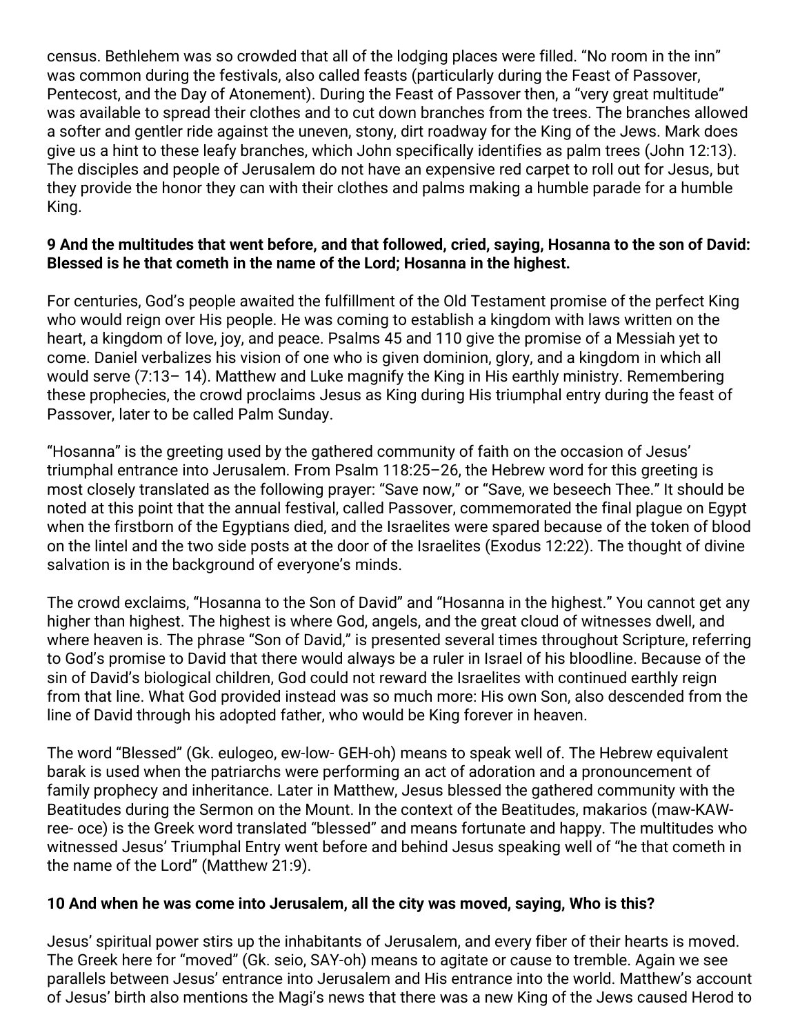census. Bethlehem was so crowded that all of the lodging places were filled. "No room in the inn" was common during the festivals, also called feasts (particularly during the Feast of Passover, Pentecost, and the Day of Atonement). During the Feast of Passover then, a "very great multitude" was available to spread their clothes and to cut down branches from the trees. The branches allowed a softer and gentler ride against the uneven, stony, dirt roadway for the King of the Jews. Mark does give us a hint to these leafy branches, which John specifically identifies as palm trees (John 12:13). The disciples and people of Jerusalem do not have an expensive red carpet to roll out for Jesus, but they provide the honor they can with their clothes and palms making a humble parade for a humble King.

**9 And the multitudes that went before, and that followed, cried, saying, Hosanna to the son of David: Blessed is he that cometh in the name of the Lord; Hosanna in the highest.**

For centuries, God's people awaited the fulfillment of the Old Testament promise of the perfect King who would reign over His people. He was coming to establish a kingdom with laws written on the heart, a kingdom of love, joy, and peace. Psalms 45 and 110 give the promise of a Messiah yet to come. Daniel verbalizes his vision of one who is given dominion, glory, and a kingdom in which all would serve (7:13– 14). Matthew and Luke magnify the King in His earthly ministry. Remembering these prophecies, the crowd proclaims Jesus as King during His triumphal entry during the feast of Passover, later to be called Palm Sunday.

"Hosanna" is the greeting used by the gathered community of faith on the occasion of Jesus' triumphal entrance into Jerusalem. From Psalm 118:25–26, the Hebrew word for this greeting is most closely translated as the following prayer: "Save now," or "Save, we beseech Thee." It should be noted at this point that the annual festival, called Passover, commemorated the final plague on Egypt when the firstborn of the Egyptians died, and the Israelites were spared because of the token of blood on the lintel and the two side posts at the door of the Israelites (Exodus 12:22). The thought of divine salvation is in the background of everyone's minds.

The crowd exclaims, "Hosanna to the Son of David" and "Hosanna in the highest." You cannot get any higher than highest. The highest is where God, angels, and the great cloud of witnesses dwell, and where heaven is. The phrase "Son of David," is presented several times throughout Scripture, referring to God's promise to David that there would always be a ruler in Israel of his bloodline. Because of the sin of David's biological children, God could not reward the Israelites with continued earthly reign from that line. What God provided instead was so much more: His own Son, also descended from the line of David through his adopted father, who would be King forever in heaven.

The word "Blessed" (Gk. eulogeo, ew-low- GEH-oh) means to speak well of. The Hebrew equivalent barak is used when the patriarchs were performing an act of adoration and a pronouncement of family prophecy and inheritance. Later in Matthew, Jesus blessed the gathered community with the Beatitudes during the Sermon on the Mount. In the context of the Beatitudes, makarios (maw-KAW-ree- oce) is the Greek word translated "blessed" and means fortunate and happy. The multitudes who witnessed Jesus' Triumphal Entry went before and behind Jesus speaking well of "he that cometh in the name of the Lord" (Matthew 21:9).

**10 And when he was come into Jerusalem, all the city was moved, saying, Who is this?**

Jesus' spiritual power stirs up the inhabitants of Jerusalem, and every fiber of their hearts is moved. The Greek here for "moved" (Gk. seio, SAY-oh) means to agitate or cause to tremble. Again we see parallels between Jesus' entrance into Jerusalem and His entrance into the world. Matthew's account of Jesus' birth also mentions the Magi's news that there was a new King of the Jews caused Herod to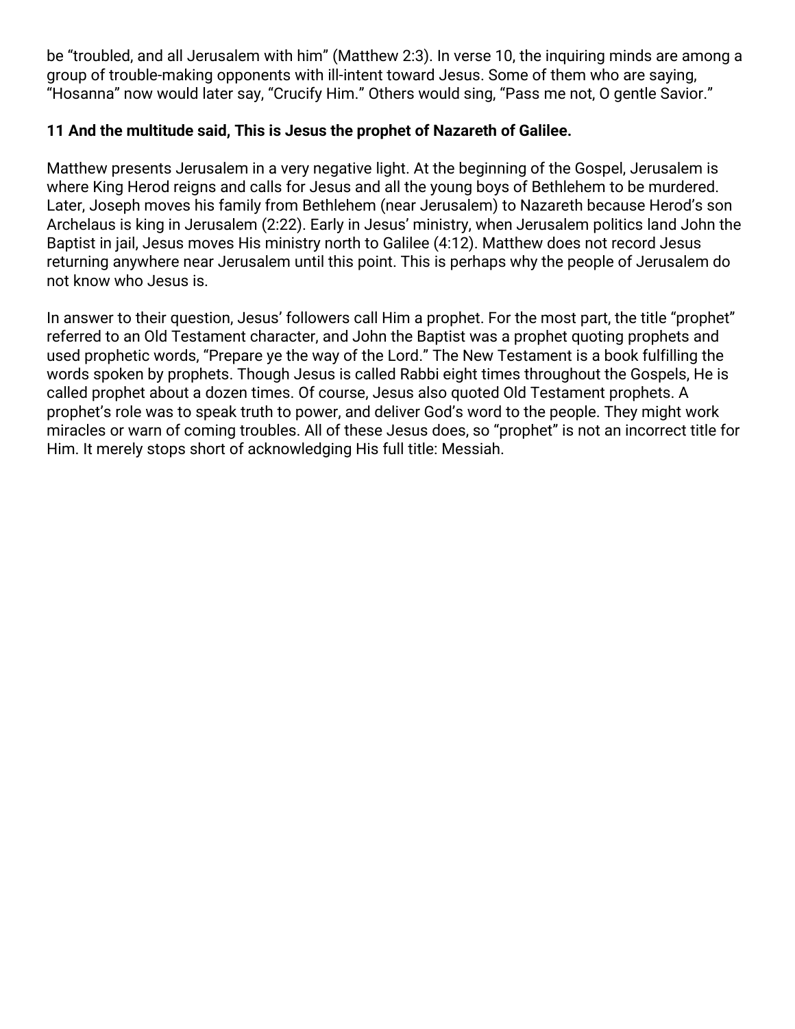be “troubled, and all Jerusalem with him” (Matthew 2:3). In verse 10, the inquiring minds are among a group of trouble-making opponents with ill-intent toward Jesus. Some of them who are saying, “Hosanna” now would later say, “Crucify Him.” Others would sing, “Pass me not, O gentle Savior.”

**11 And the multitude said, This is Jesus the prophet of Nazareth of Galilee.**

Matthew presents Jerusalem in a very negative light. At the beginning of the Gospel, Jerusalem is where King Herod reigns and calls for Jesus and all the young boys of Bethlehem to be murdered. Later, Joseph moves his family from Bethlehem (near Jerusalem) to Nazareth because Herod’s son Archelaus is king in Jerusalem (2:22). Early in Jesus’ ministry, when Jerusalem politics land John the Baptist in jail, Jesus moves His ministry north to Galilee (4:12). Matthew does not record Jesus returning anywhere near Jerusalem until this point. This is perhaps why the people of Jerusalem do not know who Jesus is.

In answer to their question, Jesus’ followers call Him a prophet. For the most part, the title “prophet” referred to an Old Testament character, and John the Baptist was a prophet quoting prophets and used prophetic words, “Prepare ye the way of the Lord.” The New Testament is a book fulfilling the words spoken by prophets. Though Jesus is called Rabbi eight times throughout the Gospels, He is called prophet about a dozen times. Of course, Jesus also quoted Old Testament prophets. A prophet’s role was to speak truth to power, and deliver God’s word to the people. They might work miracles or warn of coming troubles. All of these Jesus does, so “prophet” is not an incorrect title for Him. It merely stops short of acknowledging His full title: Messiah.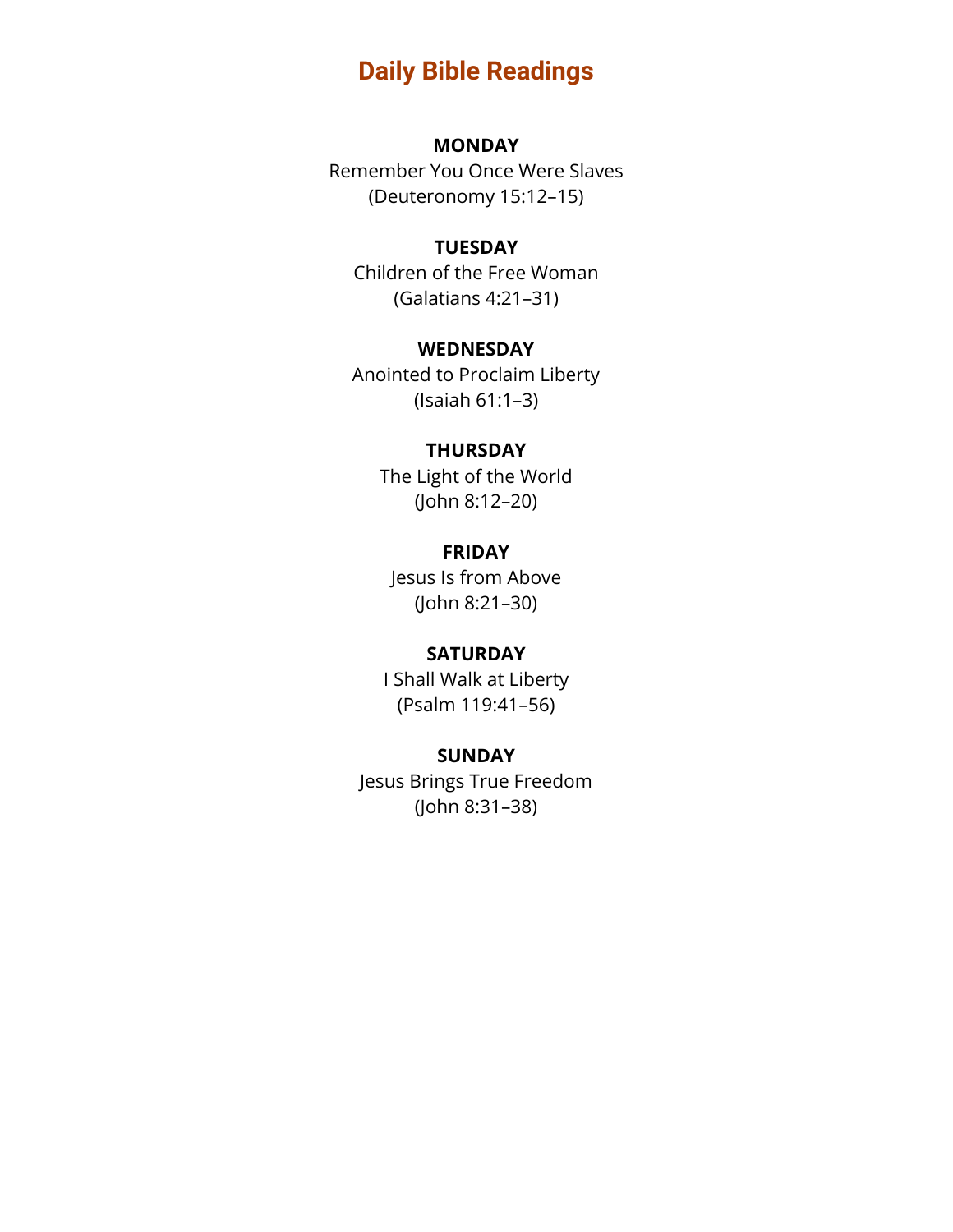# Daily Bible Readings

**MONDAY**
Remember You Once Were Slaves
(Deuteronomy 15:12–15)

**TUESDAY**
Children of the Free Woman
(Galatians 4:21–31)

**WEDNESDAY**
Anointed to Proclaim Liberty
(Isaiah 61:1–3)

**THURSDAY**
The Light of the World
(John 8:12–20)

**FRIDAY**
Jesus Is from Above
(John 8:21–30)

**SATURDAY**
I Shall Walk at Liberty
(Psalm 119:41–56)

**SUNDAY**
Jesus Brings True Freedom
(John 8:31–38)